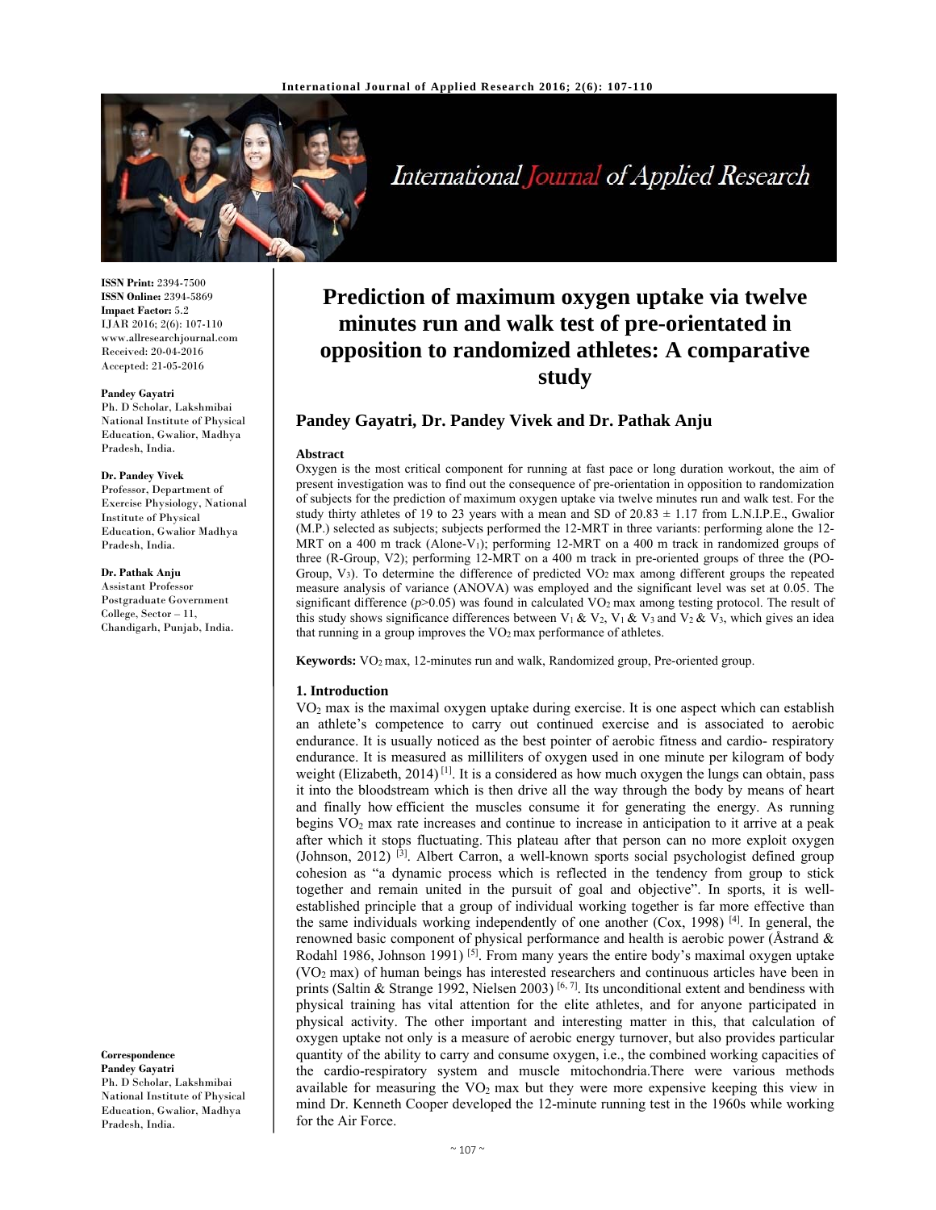ISSN Print: 2394-7500
ISSN Online: 2394-5869
Impact Factor: 5.2
IJAR 2016; 2(6): 107-110
www.allresearchjournal.com
Received: 20-04-2016
Accepted: 21-05-2016

**Pandey Gayatri**
Ph. D Scholar, Lakshmibai National Institute of Physical Education, Gwalior, Madhya Pradesh, India.

**Dr. Pandey Vivek**
Professor, Department of Exercise Physiology, National Institute of Physical Education, Gwalior Madhya Pradesh, India.

**Dr. Pathak Anju**
Assistant Professor Postgraduate Government College, Sector – 11, Chandigarh, Punjab, India.

**Correspondence**
**Pandey Gayatri**
Ph. D Scholar, Lakshmibai National Institute of Physical Education, Gwalior, Madhya Pradesh, India.

# Prediction of maximum oxygen uptake via twelve minutes run and walk test of pre-orientated in opposition to randomized athletes: A comparative study

## Pandey Gayatri, Dr. Pandey Vivek and Dr. Pathak Anju

### Abstract

Oxygen is the most critical component for running at fast pace or long duration workout, the aim of present investigation was to find out the consequence of pre-orientation in opposition to randomization of subjects for the prediction of maximum oxygen uptake via twelve minutes run and walk test. For the study thirty athletes of 19 to 23 years with a mean and SD of 20.83 ± 1.17 from L.N.I.P.E., Gwalior (M.P.) selected as subjects; subjects performed the 12-MRT in three variants: performing alone the 12-MRT on a 400 m track (Alone-$V_1$); performing 12-MRT on a 400 m track in randomized groups of three (R-Group, V2); performing 12-MRT on a 400 m track in pre-oriented groups of three (PO-Group, $V_3$). To determine the difference of predicted $VO_2$ max among different groups the repeated measure analysis of variance (ANOVA) was employed and the significant level was set at 0.05. The significant difference ($p$>0.05) was found in calculated $VO_2$ max among testing protocol. The result of this study shows significance differences between $V_1$ & $V_2$, $V_1$ & $V_3$ and $V_2$ & $V_3$, which gives an idea that running in a group improves the $VO_2$ max performance of athletes.

**Keywords:** $VO_2$ max, 12-minutes run and walk, Randomized group, Pre-oriented group.

## 1. Introduction

$VO_2$ max is the maximal oxygen uptake during exercise. It is one aspect which can establish an athlete's competence to carry out continued exercise and is associated to aerobic endurance. It is usually noticed as the best pointer of aerobic fitness and cardio- respiratory endurance. It is measured as milliliters of oxygen used in one minute per kilogram of body weight (Elizabeth, 2014) [1]. It is a considered as how much oxygen the lungs can obtain, pass it into the bloodstream which is then drive all the way through the body by means of heart and finally how efficient the muscles consume it for generating the energy. As running begins $VO_2$ max rate increases and continue to increase in anticipation to it arrive at a peak after which it stops fluctuating. This plateau after that person can no more exploit oxygen (Johnson, 2012) [3]. Albert Carron, a well-known sports social psychologist defined group cohesion as "a dynamic process which is reflected in the tendency from group to stick together and remain united in the pursuit of goal and objective". In sports, it is well-established principle that a group of individual working together is far more effective than the same individuals working independently of one another (Cox, 1998) [4]. In general, the renowned basic component of physical performance and health is aerobic power (Åstrand & Rodahl 1986, Johnson 1991) [5]. From many years the entire body's maximal oxygen uptake ($VO_2$ max) of human beings has interested researchers and continuous articles have been in prints (Saltin & Strange 1992, Nielsen 2003) [6, 7]. Its unconditional extent and bendiness with physical training has vital attention for the elite athletes, and for anyone participated in physical activity. The other important and interesting matter in this, that calculation of oxygen uptake not only is a measure of aerobic energy turnover, but also provides particular quantity of the ability to carry and consume oxygen, i.e., the combined working capacities of the cardio-respiratory system and muscle mitochondria.There were various methods available for measuring the $VO_2$ max but they were more expensive keeping this view in mind Dr. Kenneth Cooper developed the 12-minute running test in the 1960s while working for the Air Force.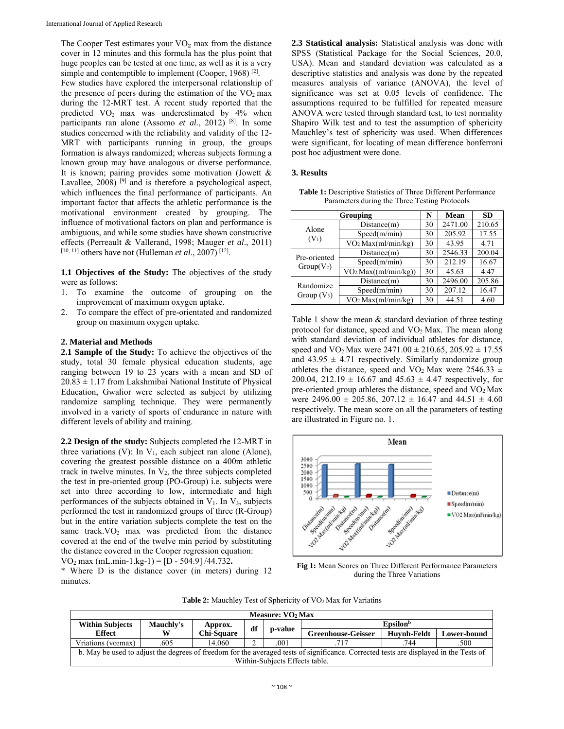The Cooper Test estimates your $VO_2$ max from the distance cover in 12 minutes and this formula has the plus point that huge peoples can be tested at one time, as well as it is a very simple and contemptible to implement (Cooper, 1968) [2].

Few studies have explored the interpersonal relationship of the presence of peers during the estimation of the $VO_2$ max during the 12-MRT test. A recent study reported that the predicted $VO_2$ max was underestimated by 4% when participants ran alone (Assomo *et al.*, 2012) [8]. In some studies concerned with the reliability and validity of the 12-MRT with participants running in group, the groups formation is always randomized; whereas subjects forming a known group may have analogous or diverse performance. It is known; pairing provides some motivation (Jowett & Lavallee, 2008) [9] and is therefore a psychological aspect, which influences the final performance of participants. An important factor that affects the athletic performance is the motivational environment created by grouping. The influence of motivational factors on plan and performance is ambiguous, and while some studies have shown constructive effects (Perreault & Vallerand, 1998; Mauger *et al*., 2011) [10, 11] others have not (Hulleman *et al*., 2007) [12].

**1.1 Objectives of the Study:** The objectives of the study were as follows:

1. To examine the outcome of grouping on the improvement of maximum oxygen uptake.
2. To compare the effect of pre-orientated and randomized group on maximum oxygen uptake.

## 2. Material and Methods

**2.1 Sample of the Study:** To achieve the objectives of the study, total 30 female physical education students, age ranging between 19 to 23 years with a mean and SD of 20.83 ± 1.17 from Lakshmibai National Institute of Physical Education, Gwalior were selected as subject by utilizing randomize sampling technique. They were permanently involved in a variety of sports of endurance in nature with different levels of ability and training.

**2.2 Design of the study:** Subjects completed the 12-MRT in three variations (V): In $V_1$, each subject ran alone (Alone), covering the greatest possible distance on a 400m athletic track in twelve minutes. In $V_2$, the three subjects completed the test in pre-oriented group (PO-Group) i.e. subjects were set into three according to low, intermediate and high performances of the subjects obtained in $V_1$. In $V_3$, subjects performed the test in randomized groups of three (R-Group) but in the entire variation subjects complete the test on the same track.$VO_2$ max was predicted from the distance covered at the end of the twelve min period by substituting the distance covered in the Cooper regression equation:

$VO_2$ max (mL.min-1.kg-1) = [D - 504.9] /44.732**.**

\* Where D is the distance cover (in meters) during 12 minutes.

**2.3 Statistical analysis:** Statistical analysis was done with SPSS (Statistical Package for the Social Sciences, 20.0, USA). Mean and standard deviation was calculated as a descriptive statistics and analysis was done by the repeated measures analysis of variance (ANOVA), the level of significance was set at 0.05 levels of confidence. The assumptions required to be fulfilled for repeated measure ANOVA were tested through standard test, to test normality Shapiro Wilk test and to test the assumption of sphericity Mauchley's test of sphericity was used. When differences were significant, for locating of mean difference bonferroni post hoc adjustment were done.

## 3. Results

**Table 1:** Descriptive Statistics of Three Different Performance Parameters during the Three Testing Protocols

| Grouping | | N | Mean | SD |
|---|---|---|---|---|
| Alone ($V_1$) | Distance(m) | 30 | 2471.00 | 210.65 |
| | Speed(m/min) | 30 | 205.92 | 17.55 |
| | $VO_2$ Max(ml/min/kg) | 30 | 43.95 | 4.71 |
| Pre-oriented Group($V_2$) | Distance(m) | 30 | 2546.33 | 200.04 |
| | Speed(m/min) | 30 | 212.19 | 16.67 |
| | $VO_2$ Max((ml/min/kg)) | 30 | 45.63 | 4.47 |
| Randomize Group ($V_3$) | Distance(m) | 30 | 2496.00 | 205.86 |
| | Speed(m/min) | 30 | 207.12 | 16.47 |
| | $VO_2$ Max(ml/min/kg) | 30 | 44.51 | 4.60 |

Table 1 show the mean & standard deviation of three testing protocol for distance, speed and $VO_2$ Max. The mean along with standard deviation of individual athletes for distance, speed and $VO_2$ Max were 2471.00 ± 210.65, 205.92 ± 17.55 and 43.95 ± 4.71 respectively. Similarly randomize group athletes the distance, speed and $VO_2$ Max were 2546.33 ± 200.04, 212.19 ± 16.67 and 45.63 ± 4.47 respectively, for pre-oriented group athletes the distance, speed and $VO_2$ Max were 2496.00 ± 205.86, 207.12 ± 16.47 and 44.51 ± 4.60 respectively. The mean score on all the parameters of testing are illustrated in Figure no. 1.

**Fig 1:** Mean Scores on Three Different Performance Parameters during the Three Variations

**Table 2:** Mauchley Test of Sphericity of $VO_2$ Max for Variatins

| Measure: $VO_2$ Max | | | | | | | |
|---|---|---|---|---|---|---|---|
| Within Subjects Effect | Mauchly's W | Approx. Chi-Square | df | p-value | Epsilon[b] | | |
| | | | | | Greenhouse-Geisser | Huynh-Feldt | Lower-bound |
| Vriations (vo2max) | .605 | 14.060 | 2 | .001 | .717 | .744 | .500 |
| b. May be used to adjust the degrees of freedom for the averaged tests of significance. Corrected tests are displayed in the Tests of Within-Subjects Effects table. | | | | | | | |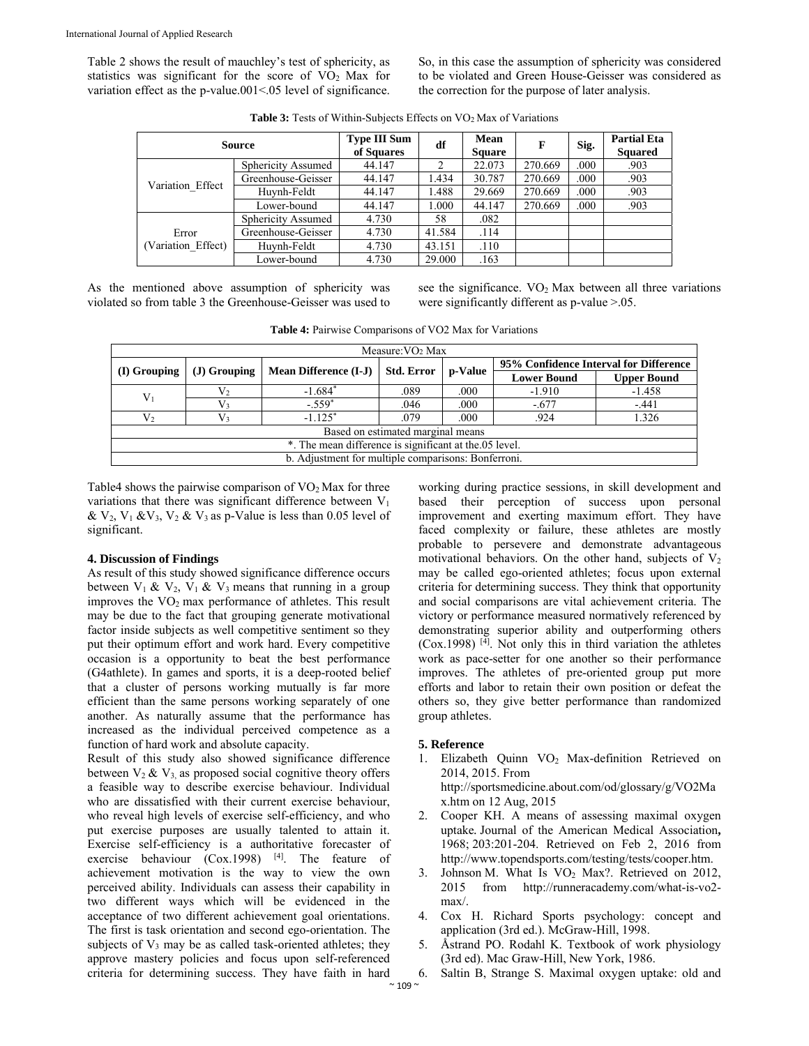Table 2 shows the result of mauchley's test of sphericity, as statistics was significant for the score of $VO_2$ Max for variation effect as the p-value.001<.05 level of significance. So, in this case the assumption of sphericity was considered to be violated and Green House-Geisser was considered as the correction for the purpose of later analysis.

**Table 3:** Tests of Within-Subjects Effects on $VO_2$ Max of Variations

| Source | | Type III Sum of Squares | df | Mean Square | F | Sig. | Partial Eta Squared |
|---|---|---|---|---|---|---|---|
| Variation_Effect | Sphericity Assumed | 44.147 | 2 | 22.073 | 270.669 | .000 | .903 |
| | Greenhouse-Geisser | 44.147 | 1.434 | 30.787 | 270.669 | .000 | .903 |
| | Huynh-Feldt | 44.147 | 1.488 | 29.669 | 270.669 | .000 | .903 |
| | Lower-bound | 44.147 | 1.000 | 44.147 | 270.669 | .000 | .903 |
| Error (Variation_Effect) | Sphericity Assumed | 4.730 | 58 | .082 | | | |
| | Greenhouse-Geisser | 4.730 | 41.584 | .114 | | | |
| | Huynh-Feldt | 4.730 | 43.151 | .110 | | | |
| | Lower-bound | 4.730 | 29.000 | .163 | | | |

As the mentioned above assumption of sphericity was violated so from table 3 the Greenhouse-Geisser was used to see the significance. $VO_2$ Max between all three variations were significantly different as p-value >.05.

**Table 4:** Pairwise Comparisons of VO2 Max for Variations

| Measure: $VO_2$ Max | | | | | | |
|---|---|---|---|---|---|---|
| (I) Grouping | (J) Grouping | Mean Difference (I-J) | Std. Error | p-Value | 95% Confidence Interval for Difference | |
| | | | | | Lower Bound | Upper Bound |
| $V_1$ | $V_2$ | -1.684* | .089 | .000 | -1.910 | -1.458 |
| | $V_3$ | -.559* | .046 | .000 | -.677 | -.441 |
| $V_2$ | $V_3$ | -1.125* | .079 | .000 | .924 | 1.326 |
| Based on estimated marginal means | | | | | | |
| *. The mean difference is significant at the.05 level. | | | | | | |
| b. Adjustment for multiple comparisons: Bonferroni. | | | | | | |

Table4 shows the pairwise comparison of $VO_2$ Max for three variations that there was significant difference between $V_1$ & $V_2$, $V_1$ &$V_3$, $V_2$ & $V_3$ as p-Value is less than 0.05 level of significant.

## 4. Discussion of Findings

As result of this study showed significance difference occurs between $V_1$ & $V_2$, $V_1$ & $V_3$ means that running in a group improves the $VO_2$ max performance of athletes. This result may be due to the fact that grouping generate motivational factor inside subjects as well competitive sentiment so they put their optimum effort and work hard. Every competitive occasion is a opportunity to beat the best performance (G4athlete). In games and sports, it is a deep-rooted belief that a cluster of persons working mutually is far more efficient than the same persons working separately of one another. As naturally assume that the performance has increased as the individual perceived competence as a function of hard work and absolute capacity.

Result of this study also showed significance difference between $V_2$ & $V_3$, as proposed social cognitive theory offers a feasible way to describe exercise behaviour. Individual who are dissatisfied with their current exercise behaviour, who reveal high levels of exercise self-efficiency, and who put exercise purposes are usually talented to attain it. Exercise self-efficiency is a authoritative forecaster of exercise behaviour (Cox.1998) [4]. The feature of achievement motivation is the way to view the own perceived ability. Individuals can assess their capability in two different ways which will be evidenced in the acceptance of two different achievement goal orientations. The first is task orientation and second ego-orientation. The subjects of $V_3$ may be as called task-oriented athletes; they approve mastery policies and focus upon self-referenced criteria for determining success. They have faith in hard working during practice sessions, in skill development and based their perception of success upon personal improvement and exerting maximum effort. They have faced complexity or failure, these athletes are mostly probable to persevere and demonstrate advantageous motivational behaviors. On the other hand, subjects of $V_2$ may be called ego-oriented athletes; focus upon external criteria for determining success. They think that opportunity and social comparisons are vital achievement criteria. The victory or performance measured normatively referenced by demonstrating superior ability and outperforming others (Cox.1998) [4]. Not only this in third variation the athletes work as pace-setter for one another so their performance improves. The athletes of pre-oriented group put more efforts and labor to retain their own position or defeat the others so, they give better performance than randomized group athletes.

## 5. Reference

1. Elizabeth Quinn $VO_2$ Max-definition Retrieved on 2014, 2015. From http://sportsmedicine.about.com/od/glossary/g/VO2Max.htm on 12 Aug, 2015
2. Cooper KH. A means of assessing maximal oxygen uptake. Journal of the American Medical Association, 1968; 203:201-204. Retrieved on Feb 2, 2016 from http://www.topendsports.com/testing/tests/cooper.htm.
3. Johnson M. What Is $VO_2$ Max?. Retrieved on 2012, 2015 from http://runneracademy.com/what-is-vo2-max/.
4. Cox H. Richard Sports psychology: concept and application (3rd ed.). McGraw-Hill, 1998.
5. Åstrand PO. Rodahl K. Textbook of work physiology (3rd ed). Mac Graw-Hill, New York, 1986.
6. Saltin B, Strange S. Maximal oxygen uptake: old and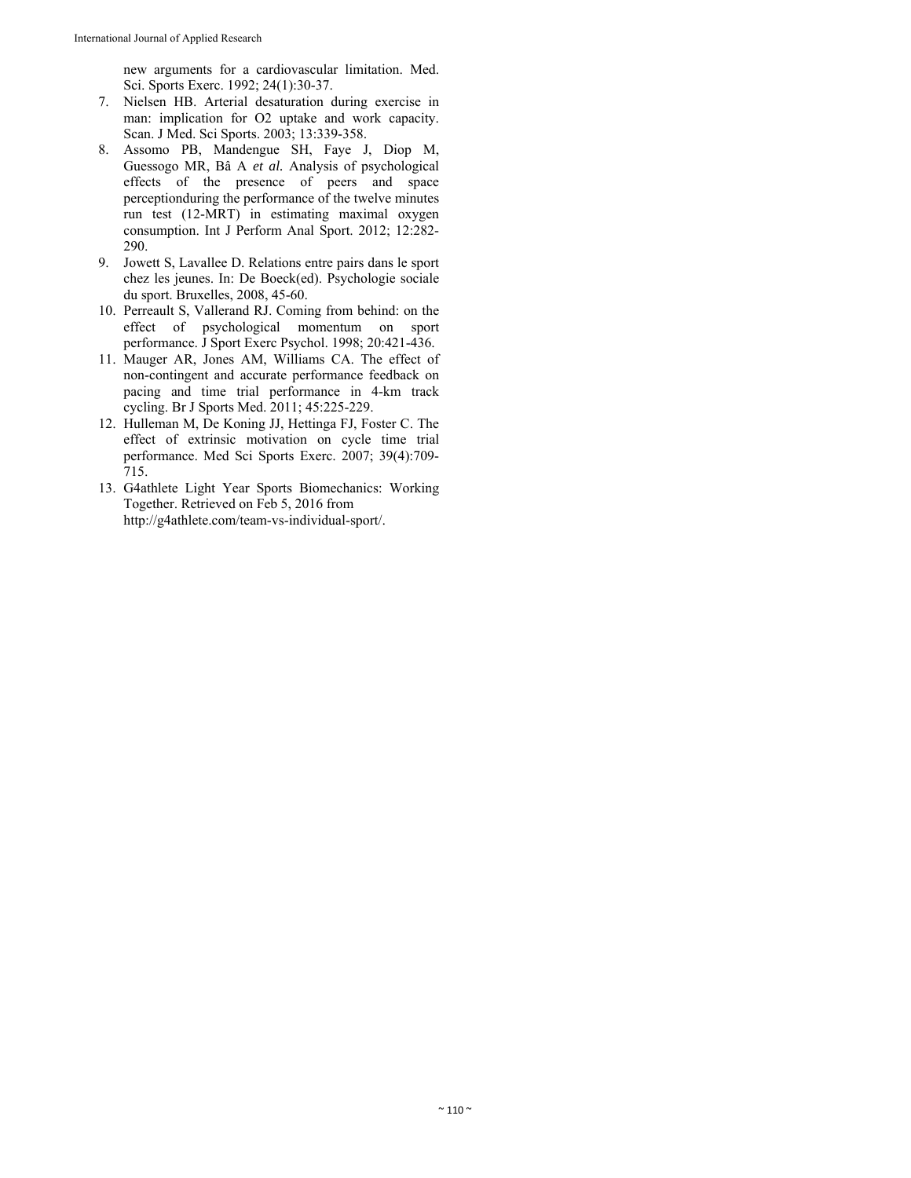new arguments for a cardiovascular limitation. Med. Sci. Sports Exerc. 1992; 24(1):30-37.

7. Nielsen HB. Arterial desaturation during exercise in man: implication for O2 uptake and work capacity. Scan. J Med. Sci Sports. 2003; 13:339-358.
8. Assomo PB, Mandengue SH, Faye J, Diop M, Guessogo MR, Bâ A *et al.* Analysis of psychological effects of the presence of peers and space perceptionduring the performance of the twelve minutes run test (12-MRT) in estimating maximal oxygen consumption. Int J Perform Anal Sport. 2012; 12:282-290.
9. Jowett S, Lavallee D. Relations entre pairs dans le sport chez les jeunes. In: De Boeck(ed). Psychologie sociale du sport. Bruxelles, 2008, 45-60.
10. Perreault S, Vallerand RJ. Coming from behind: on the effect of psychological momentum on sport performance. J Sport Exerc Psychol. 1998; 20:421-436.
11. Mauger AR, Jones AM, Williams CA. The effect of non-contingent and accurate performance feedback on pacing and time trial performance in 4-km track cycling. Br J Sports Med. 2011; 45:225-229.
12. Hulleman M, De Koning JJ, Hettinga FJ, Foster C. The effect of extrinsic motivation on cycle time trial performance. Med Sci Sports Exerc. 2007; 39(4):709-715.
13. G4athlete Light Year Sports Biomechanics: Working Together. Retrieved on Feb 5, 2016 from http://g4athlete.com/team-vs-individual-sport/.